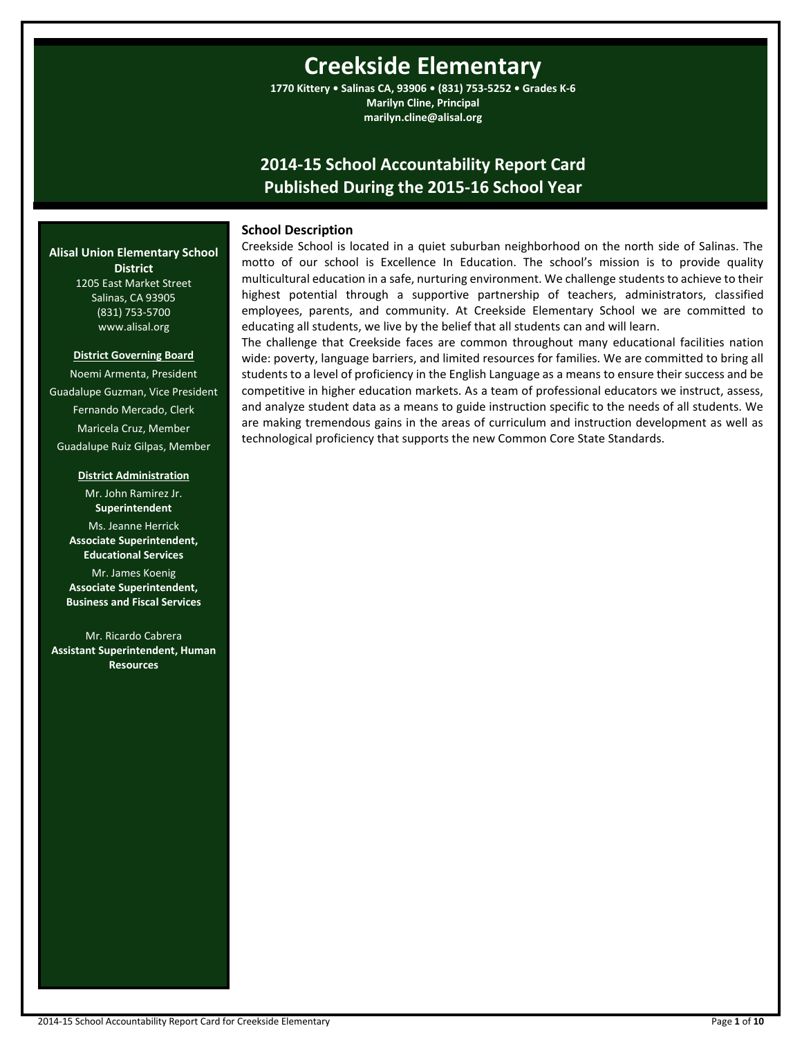# Creekside Elementary

**1770 Kittery • Salinas CA, 93906 • (831) 753-5252 • Grades K-6**
**Marilyn Cline, Principal**
**marilyn.cline@alisal.org**

## 2014-15 School Accountability Report Card
## Published During the 2015-16 School Year

**Alisal Union Elementary School District**
1205 East Market Street
Salinas, CA 93905
(831) 753-5700
www.alisal.org

**District Governing Board**

Noemi Armenta, President
Guadalupe Guzman, Vice President
Fernando Mercado, Clerk
Maricela Cruz, Member
Guadalupe Ruiz Gilpas, Member

**District Administration**

Mr. John Ramirez Jr.
**Superintendent**

Ms. Jeanne Herrick
**Associate Superintendent, Educational Services**

Mr. James Koenig
**Associate Superintendent, Business and Fiscal Services**

Mr. Ricardo Cabrera
**Assistant Superintendent, Human Resources**

### School Description

Creekside School is located in a quiet suburban neighborhood on the north side of Salinas. The motto of our school is Excellence In Education. The school's mission is to provide quality multicultural education in a safe, nurturing environment. We challenge students to achieve to their highest potential through a supportive partnership of teachers, administrators, classified employees, parents, and community. At Creekside Elementary School we are committed to educating all students, we live by the belief that all students can and will learn.

The challenge that Creekside faces are common throughout many educational facilities nation wide: poverty, language barriers, and limited resources for families. We are committed to bring all students to a level of proficiency in the English Language as a means to ensure their success and be competitive in higher education markets. As a team of professional educators we instruct, assess, and analyze student data as a means to guide instruction specific to the needs of all students. We are making tremendous gains in the areas of curriculum and instruction development as well as technological proficiency that supports the new Common Core State Standards.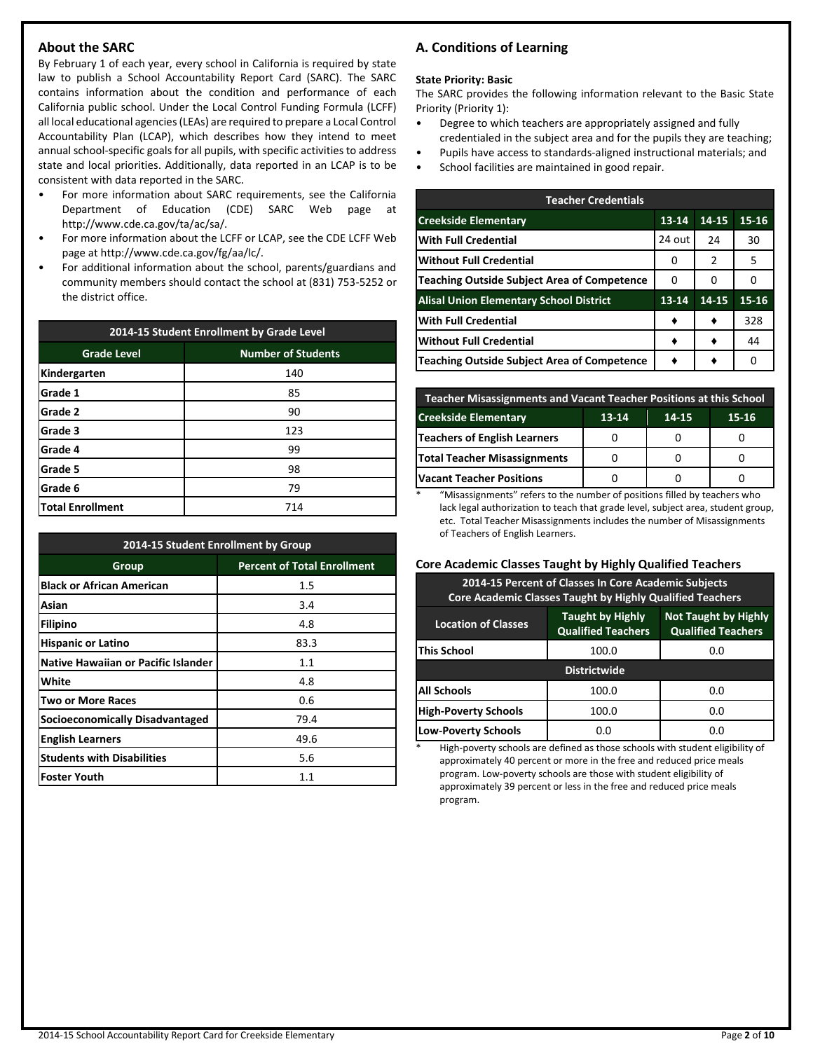## About the SARC

By February 1 of each year, every school in California is required by state law to publish a School Accountability Report Card (SARC). The SARC contains information about the condition and performance of each California public school. Under the Local Control Funding Formula (LCFF) all local educational agencies (LEAs) are required to prepare a Local Control Accountability Plan (LCAP), which describes how they intend to meet annual school-specific goals for all pupils, with specific activities to address state and local priorities. Additionally, data reported in an LCAP is to be consistent with data reported in the SARC.

- For more information about SARC requirements, see the California Department of Education (CDE) SARC Web page at http://www.cde.ca.gov/ta/ac/sa/.
- For more information about the LCFF or LCAP, see the CDE LCFF Web page at http://www.cde.ca.gov/fg/aa/lc/.
- For additional information about the school, parents/guardians and community members should contact the school at (831) 753-5252 or the district office.

| 2014-15 Student Enrollment by Grade Level | |
|---|---|
| **Grade Level** | **Number of Students** |
| Kindergarten | 140 |
| Grade 1 | 85 |
| Grade 2 | 90 |
| Grade 3 | 123 |
| Grade 4 | 99 |
| Grade 5 | 98 |
| Grade 6 | 79 |
| Total Enrollment | 714 |

| 2014-15 Student Enrollment by Group | |
|---|---|
| **Group** | **Percent of Total Enrollment** |
| Black or African American | 1.5 |
| Asian | 3.4 |
| Filipino | 4.8 |
| Hispanic or Latino | 83.3 |
| Native Hawaiian or Pacific Islander | 1.1 |
| White | 4.8 |
| Two or More Races | 0.6 |
| Socioeconomically Disadvantaged | 79.4 |
| English Learners | 49.6 |
| Students with Disabilities | 5.6 |
| Foster Youth | 1.1 |

## A. Conditions of Learning

**State Priority: Basic**

The SARC provides the following information relevant to the Basic State Priority (Priority 1):

- Degree to which teachers are appropriately assigned and fully credentialed in the subject area and for the pupils they are teaching;
- Pupils have access to standards-aligned instructional materials; and
- School facilities are maintained in good repair.

| Teacher Credentials | | | |
|---|---|---|---|
| **Creekside Elementary** | **13-14** | **14-15** | **15-16** |
| With Full Credential | 24 out | 24 | 30 |
| Without Full Credential | 0 | 2 | 5 |
| Teaching Outside Subject Area of Competence | 0 | 0 | 0 |
| **Alisal Union Elementary School District** | **13-14** | **14-15** | **15-16** |
| With Full Credential | ♦ | ♦ | 328 |
| Without Full Credential | ♦ | ♦ | 44 |
| Teaching Outside Subject Area of Competence | ♦ | ♦ | 0 |

| Teacher Misassignments and Vacant Teacher Positions at this School | | | |
|---|---|---|---|
| **Creekside Elementary** | **13-14** | **14-15** | **15-16** |
| Teachers of English Learners | 0 | 0 | 0 |
| Total Teacher Misassignments | 0 | 0 | 0 |
| Vacant Teacher Positions | 0 | 0 | 0 |

\* "Misassignments" refers to the number of positions filled by teachers who lack legal authorization to teach that grade level, subject area, student group, etc. Total Teacher Misassignments includes the number of Misassignments of Teachers of English Learners.

### Core Academic Classes Taught by Highly Qualified Teachers

| 2014-15 Percent of Classes In Core Academic Subjects Core Academic Classes Taught by Highly Qualified Teachers | | |
|---|---|---|
| **Location of Classes** | **Taught by Highly Qualified Teachers** | **Not Taught by Highly Qualified Teachers** |
| This School | 100.0 | 0.0 |
| **Districtwide** | | |
| All Schools | 100.0 | 0.0 |
| High-Poverty Schools | 100.0 | 0.0 |
| Low-Poverty Schools | 0.0 | 0.0 |

\* High-poverty schools are defined as those schools with student eligibility of approximately 40 percent or more in the free and reduced price meals program. Low-poverty schools are those with student eligibility of approximately 39 percent or less in the free and reduced price meals program.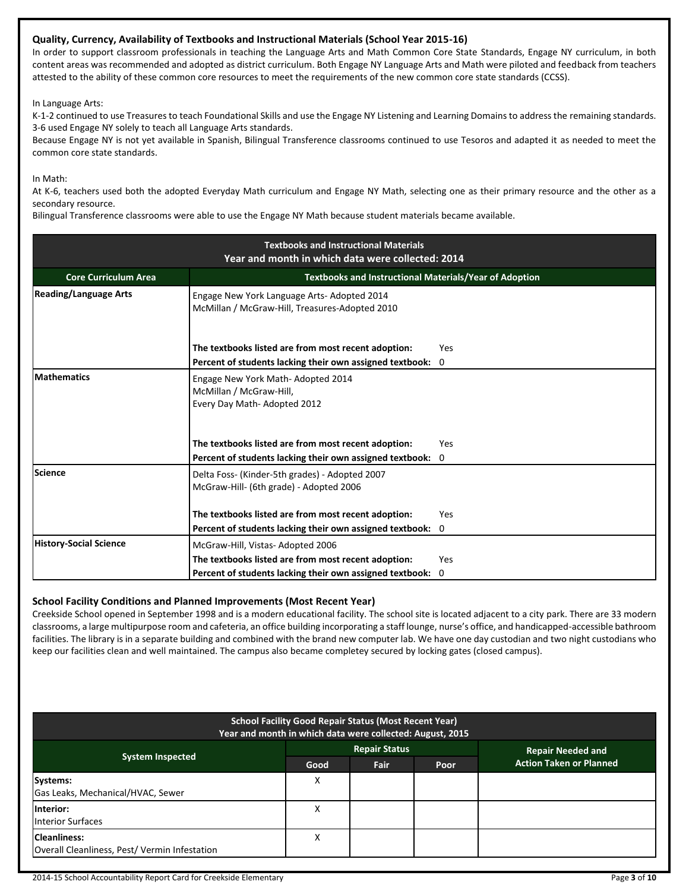### Quality, Currency, Availability of Textbooks and Instructional Materials (School Year 2015-16)

In order to support classroom professionals in teaching the Language Arts and Math Common Core State Standards, Engage NY curriculum, in both content areas was recommended and adopted as district curriculum. Both Engage NY Language Arts and Math were piloted and feedback from teachers attested to the ability of these common core resources to meet the requirements of the new common core state standards (CCSS).

In Language Arts:

K-1-2 continued to use Treasures to teach Foundational Skills and use the Engage NY Listening and Learning Domains to address the remaining standards. 3-6 used Engage NY solely to teach all Language Arts standards.

Because Engage NY is not yet available in Spanish, Bilingual Transference classrooms continued to use Tesoros and adapted it as needed to meet the common core state standards.

In Math:

At K-6, teachers used both the adopted Everyday Math curriculum and Engage NY Math, selecting one as their primary resource and the other as a secondary resource.

Bilingual Transference classrooms were able to use the Engage NY Math because student materials became available.

**Textbooks and Instructional Materials**
**Year and month in which data were collected: 2014**

| Core Curriculum Area | Textbooks and Instructional Materials/Year of Adoption |
|---|---|
| **Reading/Language Arts** | Engage New York Language Arts- Adopted 2014<br>McMillan / McGraw-Hill, Treasures-Adopted 2010<br><br>**The textbooks listed are from most recent adoption:** Yes<br>**Percent of students lacking their own assigned textbook:** 0 |
| **Mathematics** | Engage New York Math- Adopted 2014<br>McMillan / McGraw-Hill,<br>Every Day Math- Adopted 2012<br><br>**The textbooks listed are from most recent adoption:** Yes<br>**Percent of students lacking their own assigned textbook:** 0 |
| **Science** | Delta Foss- (Kinder-5th grades) - Adopted 2007<br>McGraw-Hill- (6th grade) - Adopted 2006<br><br>**The textbooks listed are from most recent adoption:** Yes<br>**Percent of students lacking their own assigned textbook:** 0 |
| **History-Social Science** | McGraw-Hill, Vistas- Adopted 2006<br>**The textbooks listed are from most recent adoption:** Yes<br>**Percent of students lacking their own assigned textbook:** 0 |

### School Facility Conditions and Planned Improvements (Most Recent Year)

Creekside School opened in September 1998 and is a modern educational facility. The school site is located adjacent to a city park. There are 33 modern classrooms, a large multipurpose room and cafeteria, an office building incorporating a staff lounge, nurse's office, and handicapped-accessible bathroom facilities. The library is in a separate building and combined with the brand new computer lab. We have one day custodian and two night custodians who keep our facilities clean and well maintained. The campus also became completey secured by locking gates (closed campus).

**School Facility Good Repair Status (Most Recent Year)**
**Year and month in which data were collected: August, 2015**

| System Inspected | Repair Status | | | Repair Needed and Action Taken or Planned |
|---|---|---|---|---|
| | Good | Fair | Poor | |
| **Systems:**<br>Gas Leaks, Mechanical/HVAC, Sewer | X | | | |
| **Interior:**<br>Interior Surfaces | X | | | |
| **Cleanliness:**<br>Overall Cleanliness, Pest/ Vermin Infestation | X | | | |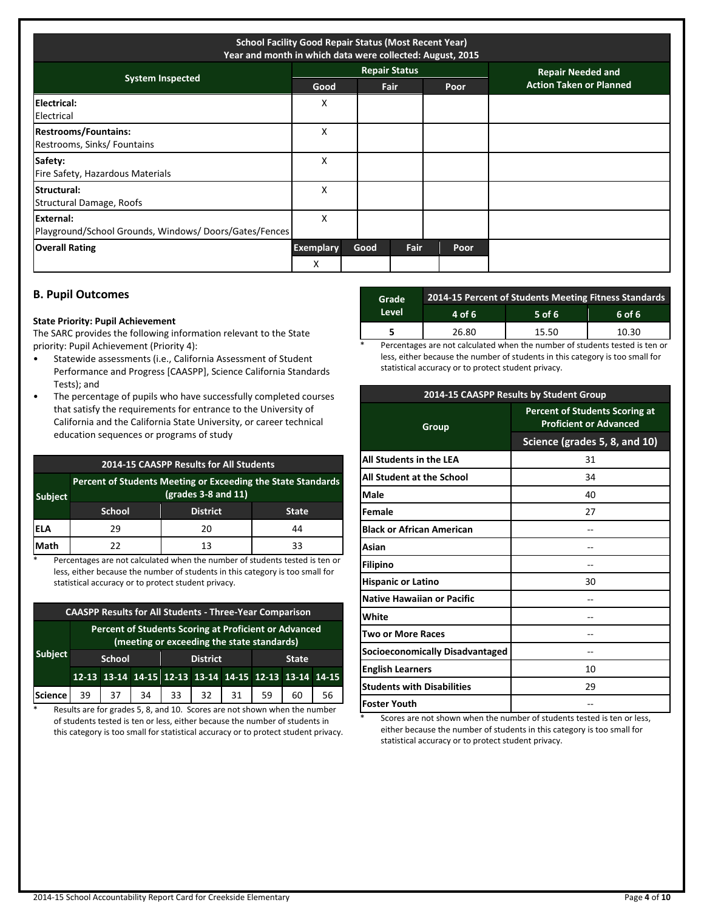| System Inspected | Repair Status: Good | Fair | Poor | Repair Needed and Action Taken or Planned |
|---|---|---|---|---|
| **School Facility Good Repair Status (Most Recent Year)** Year and month in which data were collected: August, 2015 | | | | |
| **Electrical:** Electrical | X | | | |
| **Restrooms/Fountains:** Restrooms, Sinks/ Fountains | X | | | |
| **Safety:** Fire Safety, Hazardous Materials | X | | | |
| **Structural:** Structural Damage, Roofs | X | | | |
| **External:** Playground/School Grounds, Windows/ Doors/Gates/Fences | X | | | |

| Overall Rating | Exemplary | Good | Fair | Poor |
|---|---|---|---|---|
| | X | | | |

## B. Pupil Outcomes

**State Priority: Pupil Achievement**

The SARC provides the following information relevant to the State priority: Pupil Achievement (Priority 4):

- Statewide assessments (i.e., California Assessment of Student Performance and Progress [CAASPP], Science California Standards Tests); and
- The percentage of pupils who have successfully completed courses that satisfy the requirements for entrance to the University of California and the California State University, or career technical education sequences or programs of study

| 2014-15 CAASPP Results for All Students | | | |
|---|---|---|---|
| Subject | Percent of Students Meeting or Exceeding the State Standards (grades 3-8 and 11) | | |
| | School | District | State |
| ELA | 29 | 20 | 44 |
| Math | 22 | 13 | 33 |

\* Percentages are not calculated when the number of students tested is ten or less, either because the number of students in this category is too small for statistical accuracy or to protect student privacy.

| CAASPP Results for All Students - Three-Year Comparison | | | | | | | | | |
|---|---|---|---|---|---|---|---|---|---|
| Subject | Percent of Students Scoring at Proficient or Advanced (meeting or exceeding the state standards) | | | | | | | | |
| | School | | | District | | | State | | |
| | 12-13 | 13-14 | 14-15 | 12-13 | 13-14 | 14-15 | 12-13 | 13-14 | 14-15 |
| Science | 39 | 37 | 34 | 33 | 32 | 31 | 59 | 60 | 56 |

\* Results are for grades 5, 8, and 10. Scores are not shown when the number of students tested is ten or less, either because the number of students in this category is too small for statistical accuracy or to protect student privacy.

| Grade Level | 2014-15 Percent of Students Meeting Fitness Standards | | |
|---|---|---|---|
| | 4 of 6 | 5 of 6 | 6 of 6 |
| 5 | 26.80 | 15.50 | 10.30 |

\* Percentages are not calculated when the number of students tested is ten or less, either because the number of students in this category is too small for statistical accuracy or to protect student privacy.

| 2014-15 CAASPP Results by Student Group | |
|---|---|
| Group | Percent of Students Scoring at Proficient or Advanced |
| | Science (grades 5, 8, and 10) |
| All Students in the LEA | 31 |
| All Student at the School | 34 |
| Male | 40 |
| Female | 27 |
| Black or African American | -- |
| Asian | -- |
| Filipino | -- |
| Hispanic or Latino | 30 |
| Native Hawaiian or Pacific | -- |
| White | -- |
| Two or More Races | -- |
| Socioeconomically Disadvantaged | -- |
| English Learners | 10 |
| Students with Disabilities | 29 |
| Foster Youth | -- |

\* Scores are not shown when the number of students tested is ten or less, either because the number of students in this category is too small for statistical accuracy or to protect student privacy.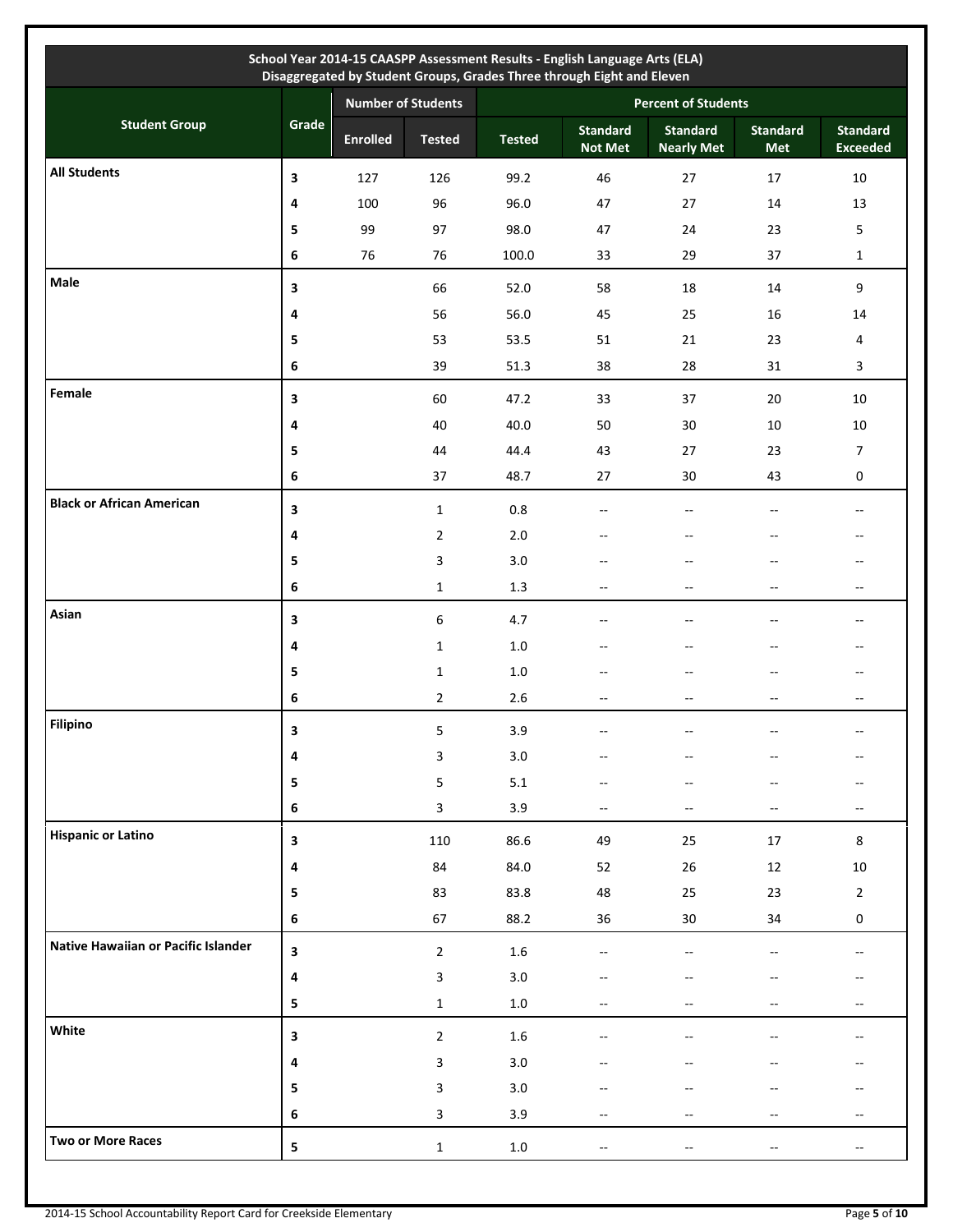| School Year 2014-15 CAASPP Assessment Results - English Language Arts (ELA) Disaggregated by Student Groups, Grades Three through Eight and Eleven | | | | | | | | |
|---|---|---|---|---|---|---|---|---|
| Student Group | Grade | Number of Students | | Percent of Students | | | | |
| | | Enrolled | Tested | Tested | Standard Not Met | Standard Nearly Met | Standard Met | Standard Exceeded |
| **All Students** | 3 | 127 | 126 | 99.2 | 46 | 27 | 17 | 10 |
| | 4 | 100 | 96 | 96.0 | 47 | 27 | 14 | 13 |
| | 5 | 99 | 97 | 98.0 | 47 | 24 | 23 | 5 |
| | 6 | 76 | 76 | 100.0 | 33 | 29 | 37 | 1 |
| **Male** | 3 | | 66 | 52.0 | 58 | 18 | 14 | 9 |
| | 4 | | 56 | 56.0 | 45 | 25 | 16 | 14 |
| | 5 | | 53 | 53.5 | 51 | 21 | 23 | 4 |
| | 6 | | 39 | 51.3 | 38 | 28 | 31 | 3 |
| **Female** | 3 | | 60 | 47.2 | 33 | 37 | 20 | 10 |
| | 4 | | 40 | 40.0 | 50 | 30 | 10 | 10 |
| | 5 | | 44 | 44.4 | 43 | 27 | 23 | 7 |
| | 6 | | 37 | 48.7 | 27 | 30 | 43 | 0 |
| **Black or African American** | 3 | | 1 | 0.8 | -- | -- | -- | -- |
| | 4 | | 2 | 2.0 | -- | -- | -- | -- |
| | 5 | | 3 | 3.0 | -- | -- | -- | -- |
| | 6 | | 1 | 1.3 | -- | -- | -- | -- |
| **Asian** | 3 | | 6 | 4.7 | -- | -- | -- | -- |
| | 4 | | 1 | 1.0 | -- | -- | -- | -- |
| | 5 | | 1 | 1.0 | -- | -- | -- | -- |
| | 6 | | 2 | 2.6 | -- | -- | -- | -- |
| **Filipino** | 3 | | 5 | 3.9 | -- | -- | -- | -- |
| | 4 | | 3 | 3.0 | -- | -- | -- | -- |
| | 5 | | 5 | 5.1 | -- | -- | -- | -- |
| | 6 | | 3 | 3.9 | -- | -- | -- | -- |
| **Hispanic or Latino** | 3 | | 110 | 86.6 | 49 | 25 | 17 | 8 |
| | 4 | | 84 | 84.0 | 52 | 26 | 12 | 10 |
| | 5 | | 83 | 83.8 | 48 | 25 | 23 | 2 |
| | 6 | | 67 | 88.2 | 36 | 30 | 34 | 0 |
| **Native Hawaiian or Pacific Islander** | 3 | | 2 | 1.6 | -- | -- | -- | -- |
| | 4 | | 3 | 3.0 | -- | -- | -- | -- |
| | 5 | | 1 | 1.0 | -- | -- | -- | -- |
| **White** | 3 | | 2 | 1.6 | -- | -- | -- | -- |
| | 4 | | 3 | 3.0 | -- | -- | -- | -- |
| | 5 | | 3 | 3.0 | -- | -- | -- | -- |
| | 6 | | 3 | 3.9 | -- | -- | -- | -- |
| **Two or More Races** | 5 | | 1 | 1.0 | -- | -- | -- | -- |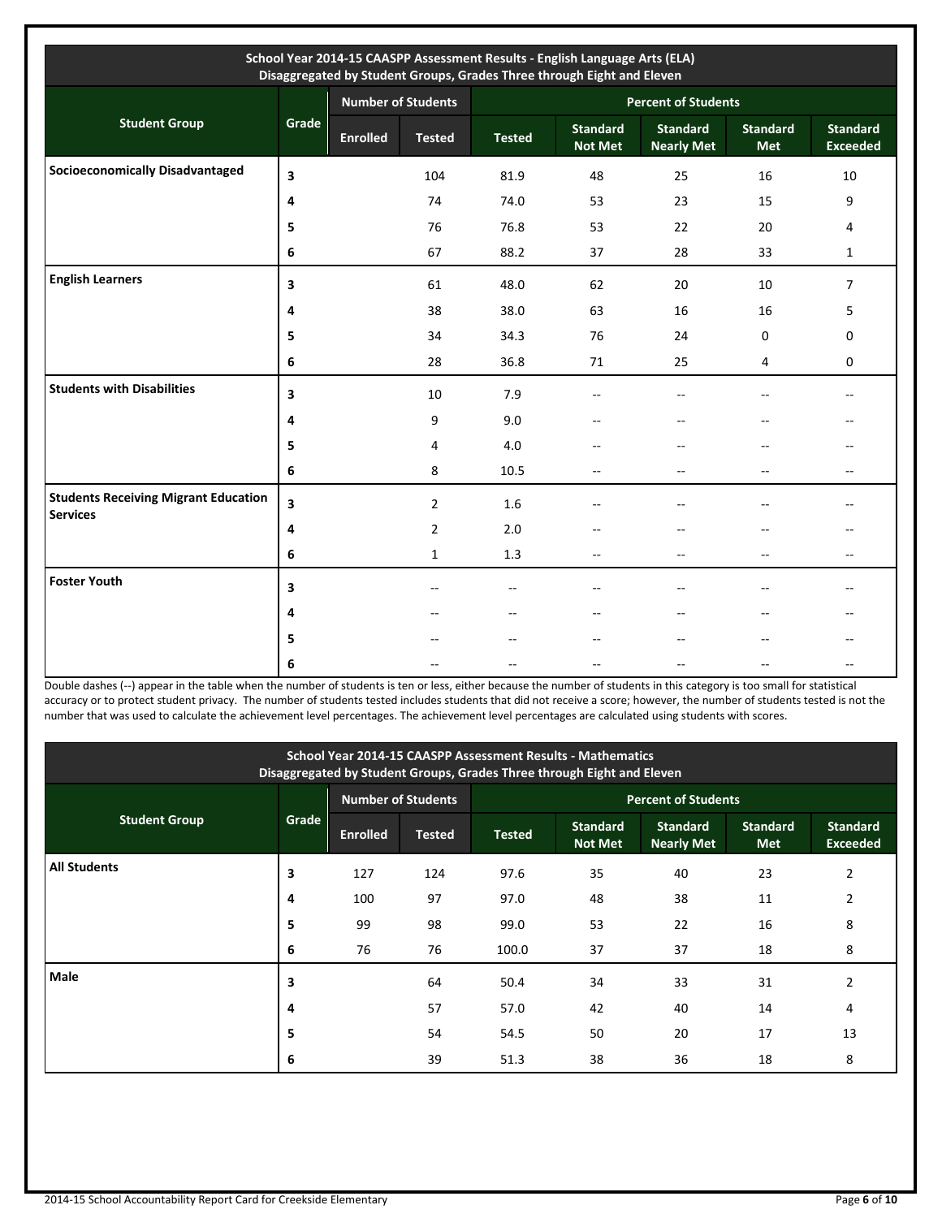| School Year 2014-15 CAASPP Assessment Results - English Language Arts (ELA) Disaggregated by Student Groups, Grades Three through Eight and Eleven | | | | | | | | |
|---|---|---|---|---|---|---|---|---|
| Student Group | Grade | Number of Students | | Percent of Students | | | | |
| | | Enrolled | Tested | Tested | Standard Not Met | Standard Nearly Met | Standard Met | Standard Exceeded |
| **Socioeconomically Disadvantaged** | 3 | | 104 | 81.9 | 48 | 25 | 16 | 10 |
| | 4 | | 74 | 74.0 | 53 | 23 | 15 | 9 |
| | 5 | | 76 | 76.8 | 53 | 22 | 20 | 4 |
| | 6 | | 67 | 88.2 | 37 | 28 | 33 | 1 |
| **English Learners** | 3 | | 61 | 48.0 | 62 | 20 | 10 | 7 |
| | 4 | | 38 | 38.0 | 63 | 16 | 16 | 5 |
| | 5 | | 34 | 34.3 | 76 | 24 | 0 | 0 |
| | 6 | | 28 | 36.8 | 71 | 25 | 4 | 0 |
| **Students with Disabilities** | 3 | | 10 | 7.9 | -- | -- | -- | -- |
| | 4 | | 9 | 9.0 | -- | -- | -- | -- |
| | 5 | | 4 | 4.0 | -- | -- | -- | -- |
| | 6 | | 8 | 10.5 | -- | -- | -- | -- |
| **Students Receiving Migrant Education Services** | 3 | | 2 | 1.6 | -- | -- | -- | -- |
| | 4 | | 2 | 2.0 | -- | -- | -- | -- |
| | 6 | | 1 | 1.3 | -- | -- | -- | -- |
| **Foster Youth** | 3 | | -- | -- | -- | -- | -- | -- |
| | 4 | | -- | -- | -- | -- | -- | -- |
| | 5 | | -- | -- | -- | -- | -- | -- |
| | 6 | | -- | -- | -- | -- | -- | -- |

Double dashes (--) appear in the table when the number of students is ten or less, either because the number of students in this category is too small for statistical accuracy or to protect student privacy. The number of students tested includes students that did not receive a score; however, the number of students tested is not the number that was used to calculate the achievement level percentages. The achievement level percentages are calculated using students with scores.

| School Year 2014-15 CAASPP Assessment Results - Mathematics Disaggregated by Student Groups, Grades Three through Eight and Eleven | | | | | | | | |
|---|---|---|---|---|---|---|---|---|
| Student Group | Grade | Number of Students | | Percent of Students | | | | |
| | | Enrolled | Tested | Tested | Standard Not Met | Standard Nearly Met | Standard Met | Standard Exceeded |
| **All Students** | 3 | 127 | 124 | 97.6 | 35 | 40 | 23 | 2 |
| | 4 | 100 | 97 | 97.0 | 48 | 38 | 11 | 2 |
| | 5 | 99 | 98 | 99.0 | 53 | 22 | 16 | 8 |
| | 6 | 76 | 76 | 100.0 | 37 | 37 | 18 | 8 |
| **Male** | 3 | | 64 | 50.4 | 34 | 33 | 31 | 2 |
| | 4 | | 57 | 57.0 | 42 | 40 | 14 | 4 |
| | 5 | | 54 | 54.5 | 50 | 20 | 17 | 13 |
| | 6 | | 39 | 51.3 | 38 | 36 | 18 | 8 |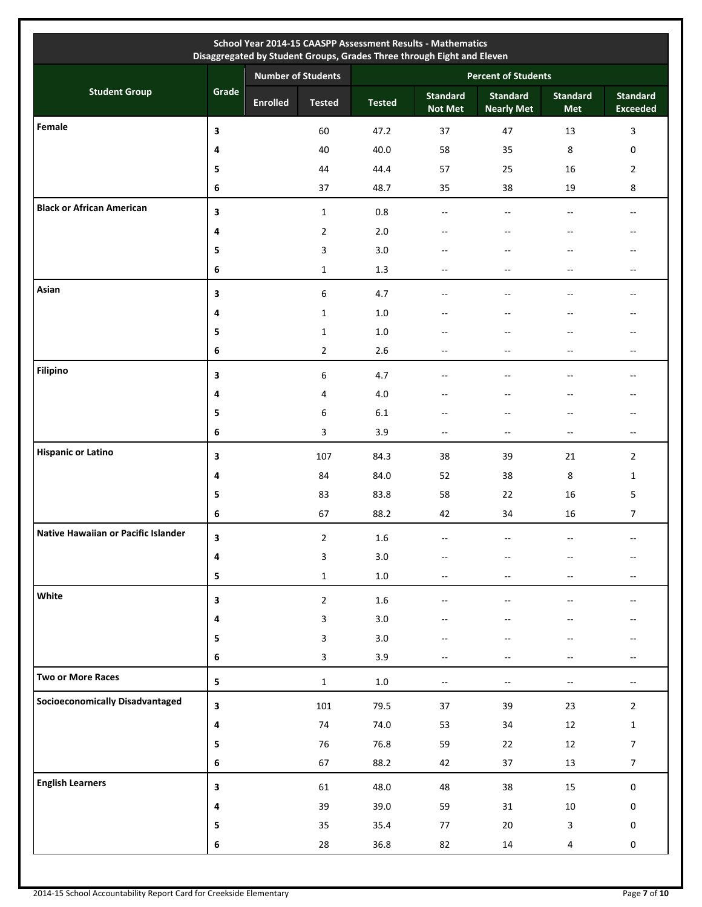| School Year 2014-15 CAASPP Assessment Results - Mathematics<br>Disaggregated by Student Groups, Grades Three through Eight and Eleven | | | | | | | | |
|---|---|---|---|---|---|---|---|---|
| Student Group | Grade | Number of Students | | Percent of Students | | | | |
| | | Enrolled | Tested | Tested | Standard Not Met | Standard Nearly Met | Standard Met | Standard Exceeded |
| **Female** | 3 | | 60 | 47.2 | 37 | 47 | 13 | 3 |
| | 4 | | 40 | 40.0 | 58 | 35 | 8 | 0 |
| | 5 | | 44 | 44.4 | 57 | 25 | 16 | 2 |
| | 6 | | 37 | 48.7 | 35 | 38 | 19 | 8 |
| **Black or African American** | 3 | | 1 | 0.8 | -- | -- | -- | -- |
| | 4 | | 2 | 2.0 | -- | -- | -- | -- |
| | 5 | | 3 | 3.0 | -- | -- | -- | -- |
| | 6 | | 1 | 1.3 | -- | -- | -- | -- |
| **Asian** | 3 | | 6 | 4.7 | -- | -- | -- | -- |
| | 4 | | 1 | 1.0 | -- | -- | -- | -- |
| | 5 | | 1 | 1.0 | -- | -- | -- | -- |
| | 6 | | 2 | 2.6 | -- | -- | -- | -- |
| **Filipino** | 3 | | 6 | 4.7 | -- | -- | -- | -- |
| | 4 | | 4 | 4.0 | -- | -- | -- | -- |
| | 5 | | 6 | 6.1 | -- | -- | -- | -- |
| | 6 | | 3 | 3.9 | -- | -- | -- | -- |
| **Hispanic or Latino** | 3 | | 107 | 84.3 | 38 | 39 | 21 | 2 |
| | 4 | | 84 | 84.0 | 52 | 38 | 8 | 1 |
| | 5 | | 83 | 83.8 | 58 | 22 | 16 | 5 |
| | 6 | | 67 | 88.2 | 42 | 34 | 16 | 7 |
| **Native Hawaiian or Pacific Islander** | 3 | | 2 | 1.6 | -- | -- | -- | -- |
| | 4 | | 3 | 3.0 | -- | -- | -- | -- |
| | 5 | | 1 | 1.0 | -- | -- | -- | -- |
| **White** | 3 | | 2 | 1.6 | -- | -- | -- | -- |
| | 4 | | 3 | 3.0 | -- | -- | -- | -- |
| | 5 | | 3 | 3.0 | -- | -- | -- | -- |
| | 6 | | 3 | 3.9 | -- | -- | -- | -- |
| **Two or More Races** | 5 | | 1 | 1.0 | -- | -- | -- | -- |
| **Socioeconomically Disadvantaged** | 3 | | 101 | 79.5 | 37 | 39 | 23 | 2 |
| | 4 | | 74 | 74.0 | 53 | 34 | 12 | 1 |
| | 5 | | 76 | 76.8 | 59 | 22 | 12 | 7 |
| | 6 | | 67 | 88.2 | 42 | 37 | 13 | 7 |
| **English Learners** | 3 | | 61 | 48.0 | 48 | 38 | 15 | 0 |
| | 4 | | 39 | 39.0 | 59 | 31 | 10 | 0 |
| | 5 | | 35 | 35.4 | 77 | 20 | 3 | 0 |
| | 6 | | 28 | 36.8 | 82 | 14 | 4 | 0 |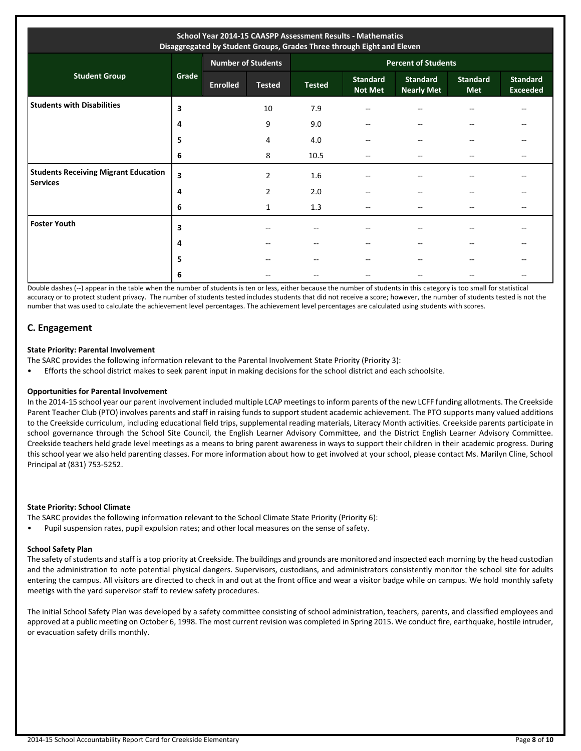| School Year 2014-15 CAASPP Assessment Results - Mathematics Disaggregated by Student Groups, Grades Three through Eight and Eleven | | | | | | | | |
|---|---|---|---|---|---|---|---|---|
| Student Group | Grade | Number of Students | | Percent of Students | | | | |
| | | Enrolled | Tested | Tested | Standard Not Met | Standard Nearly Met | Standard Met | Standard Exceeded |
| **Students with Disabilities** | 3 | | 10 | 7.9 | -- | -- | -- | -- |
| | 4 | | 9 | 9.0 | -- | -- | -- | -- |
| | 5 | | 4 | 4.0 | -- | -- | -- | -- |
| | 6 | | 8 | 10.5 | -- | -- | -- | -- |
| **Students Receiving Migrant Education Services** | 3 | | 2 | 1.6 | -- | -- | -- | -- |
| | 4 | | 2 | 2.0 | -- | -- | -- | -- |
| | 6 | | 1 | 1.3 | -- | -- | -- | -- |
| **Foster Youth** | 3 | | -- | -- | -- | -- | -- | -- |
| | 4 | | -- | -- | -- | -- | -- | -- |
| | 5 | | -- | -- | -- | -- | -- | -- |
| | 6 | | -- | -- | -- | -- | -- | -- |

Double dashes (--) appear in the table when the number of students is ten or less, either because the number of students in this category is too small for statistical accuracy or to protect student privacy. The number of students tested includes students that did not receive a score; however, the number of students tested is not the number that was used to calculate the achievement level percentages. The achievement level percentages are calculated using students with scores.

## C. Engagement

**State Priority: Parental Involvement**

The SARC provides the following information relevant to the Parental Involvement State Priority (Priority 3):

- Efforts the school district makes to seek parent input in making decisions for the school district and each schoolsite.

**Opportunities for Parental Involvement**

In the 2014-15 school year our parent involvement included multiple LCAP meetings to inform parents of the new LCFF funding allotments. The Creekside Parent Teacher Club (PTO) involves parents and staff in raising funds to support student academic achievement. The PTO supports many valued additions to the Creekside curriculum, including educational field trips, supplemental reading materials, Literacy Month activities. Creekside parents participate in school governance through the School Site Council, the English Learner Advisory Committee, and the District English Learner Advisory Committee. Creekside teachers held grade level meetings as a means to bring parent awareness in ways to support their children in their academic progress. During this school year we also held parenting classes. For more information about how to get involved at your school, please contact Ms. Marilyn Cline, School Principal at (831) 753-5252.

**State Priority: School Climate**

The SARC provides the following information relevant to the School Climate State Priority (Priority 6):

- Pupil suspension rates, pupil expulsion rates; and other local measures on the sense of safety.

**School Safety Plan**

The safety of students and staff is a top priority at Creekside. The buildings and grounds are monitored and inspected each morning by the head custodian and the administration to note potential physical dangers. Supervisors, custodians, and administrators consistently monitor the school site for adults entering the campus. All visitors are directed to check in and out at the front office and wear a visitor badge while on campus. We hold monthly safety meetigs with the yard supervisor staff to review safety procedures.

The initial School Safety Plan was developed by a safety committee consisting of school administration, teachers, parents, and classified employees and approved at a public meeting on October 6, 1998. The most current revision was completed in Spring 2015. We conduct fire, earthquake, hostile intruder, or evacuation safety drills monthly.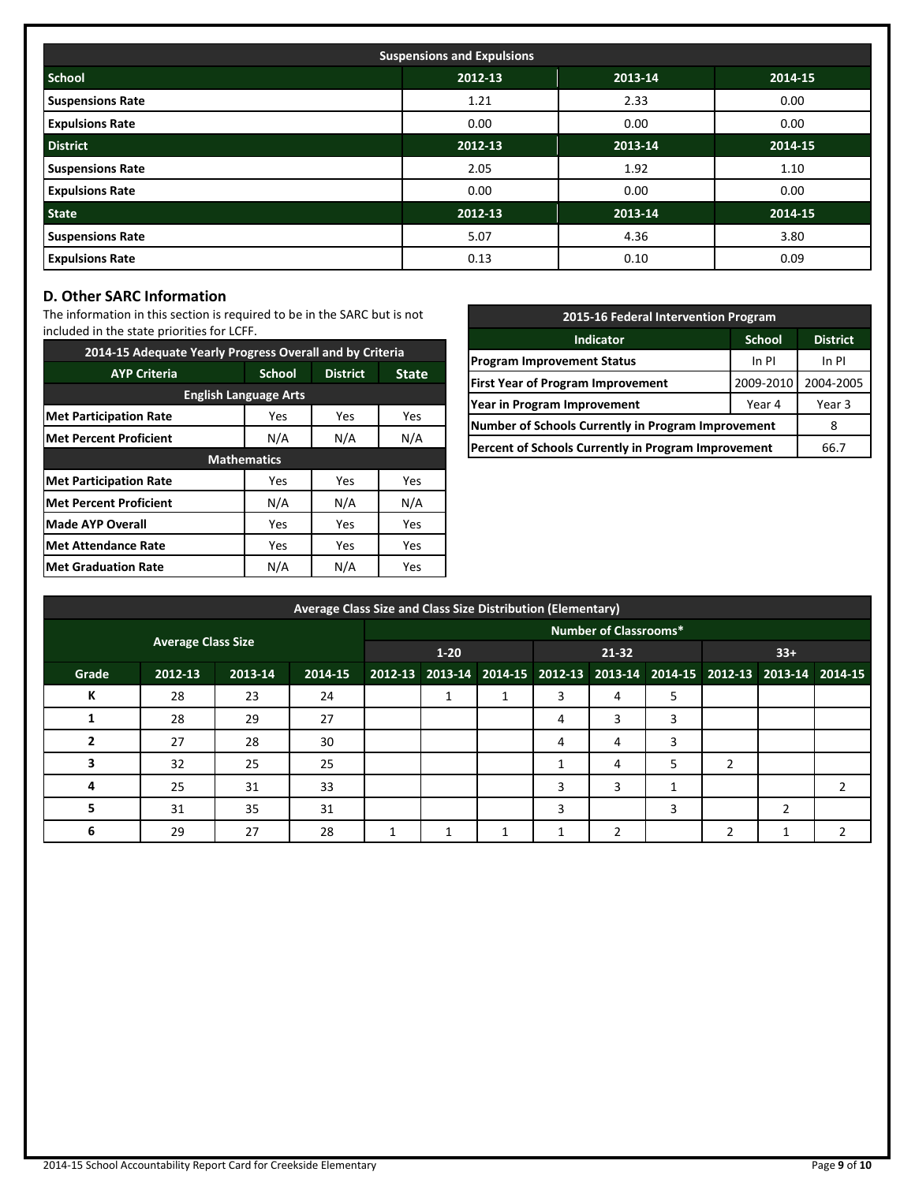| Suspensions and Expulsions | | | |
|---|---|---|---|
| **School** | **2012-13** | **2013-14** | **2014-15** |
| **Suspensions Rate** | 1.21 | 2.33 | 0.00 |
| **Expulsions Rate** | 0.00 | 0.00 | 0.00 |
| **District** | **2012-13** | **2013-14** | **2014-15** |
| **Suspensions Rate** | 2.05 | 1.92 | 1.10 |
| **Expulsions Rate** | 0.00 | 0.00 | 0.00 |
| **State** | **2012-13** | **2013-14** | **2014-15** |
| **Suspensions Rate** | 5.07 | 4.36 | 3.80 |
| **Expulsions Rate** | 0.13 | 0.10 | 0.09 |

## D. Other SARC Information

The information in this section is required to be in the SARC but is not included in the state priorities for LCFF.

| 2014-15 Adequate Yearly Progress Overall and by Criteria | | | |
|---|---|---|---|
| **AYP Criteria** | **School** | **District** | **State** |
| **English Language Arts** | | | |
| **Met Participation Rate** | Yes | Yes | Yes |
| **Met Percent Proficient** | N/A | N/A | N/A |
| **Mathematics** | | | |
| **Met Participation Rate** | Yes | Yes | Yes |
| **Met Percent Proficient** | N/A | N/A | N/A |
| **Made AYP Overall** | Yes | Yes | Yes |
| **Met Attendance Rate** | Yes | Yes | Yes |
| **Met Graduation Rate** | N/A | N/A | Yes |

| 2015-16 Federal Intervention Program | | |
|---|---|---|
| **Indicator** | **School** | **District** |
| **Program Improvement Status** | In PI | In PI |
| **First Year of Program Improvement** | 2009-2010 | 2004-2005 |
| **Year in Program Improvement** | Year 4 | Year 3 |
| **Number of Schools Currently in Program Improvement** | | 8 |
| **Percent of Schools Currently in Program Improvement** | | 66.7 |

| Average Class Size and Class Size Distribution (Elementary) | | | | | | | | | | | | |
|---|---|---|---|---|---|---|---|---|---|---|---|---|
| **Average Class Size** | | | | **Number of Classrooms*** | | | | | | | | |
| | | | | **1-20** | | | **21-32** | | | **33+** | | |
| **Grade** | **2012-13** | **2013-14** | **2014-15** | **2012-13** | **2013-14** | **2014-15** | **2012-13** | **2013-14** | **2014-15** | **2012-13** | **2013-14** | **2014-15** |
| **K** | 28 | 23 | 24 | | 1 | 1 | 3 | 4 | 5 | | | |
| **1** | 28 | 29 | 27 | | | | 4 | 3 | 3 | | | |
| **2** | 27 | 28 | 30 | | | | 4 | 4 | 3 | | | |
| **3** | 32 | 25 | 25 | | | | 1 | 4 | 5 | 2 | | |
| **4** | 25 | 31 | 33 | | | | 3 | 3 | 1 | | | 2 |
| **5** | 31 | 35 | 31 | | | | 3 | | 3 | | 2 | |
| **6** | 29 | 27 | 28 | 1 | 1 | 1 | 1 | 2 | | 2 | 1 | 2 |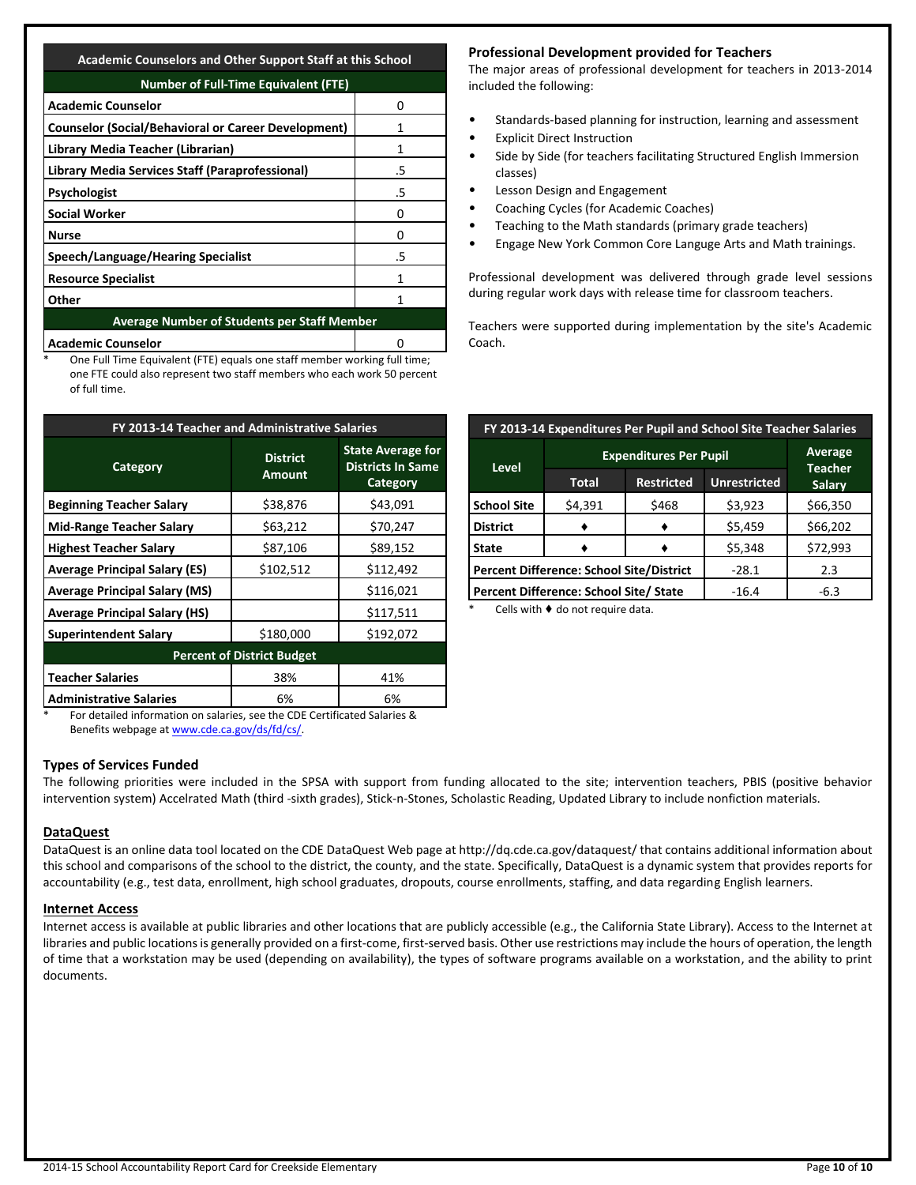| Academic Counselors and Other Support Staff at this School | |
|---|---|
| **Number of Full-Time Equivalent (FTE)** | |
| **Academic Counselor** | 0 |
| **Counselor (Social/Behavioral or Career Development)** | 1 |
| **Library Media Teacher (Librarian)** | 1 |
| **Library Media Services Staff (Paraprofessional)** | .5 |
| **Psychologist** | .5 |
| **Social Worker** | 0 |
| **Nurse** | 0 |
| **Speech/Language/Hearing Specialist** | .5 |
| **Resource Specialist** | 1 |
| **Other** | 1 |
| **Average Number of Students per Staff Member** | |
| **Academic Counselor** | 0 |

\* One Full Time Equivalent (FTE) equals one staff member working full time; one FTE could also represent two staff members who each work 50 percent of full time.

## Professional Development provided for Teachers

The major areas of professional development for teachers in 2013-2014 included the following:

- Standards-based planning for instruction, learning and assessment
- Explicit Direct Instruction
- Side by Side (for teachers facilitating Structured English Immersion classes)
- Lesson Design and Engagement
- Coaching Cycles (for Academic Coaches)
- Teaching to the Math standards (primary grade teachers)
- Engage New York Common Core Languge Arts and Math trainings.

Professional development was delivered through grade level sessions during regular work days with release time for classroom teachers.

Teachers were supported during implementation by the site's Academic Coach.

| FY 2013-14 Teacher and Administrative Salaries | | |
|---|---|---|
| **Category** | **District Amount** | **State Average for Districts In Same Category** |
| **Beginning Teacher Salary** | $38,876 | $43,091 |
| **Mid-Range Teacher Salary** | $63,212 | $70,247 |
| **Highest Teacher Salary** | $87,106 | $89,152 |
| **Average Principal Salary (ES)** | $102,512 | $112,492 |
| **Average Principal Salary (MS)** | | $116,021 |
| **Average Principal Salary (HS)** | | $117,511 |
| **Superintendent Salary** | $180,000 | $192,072 |
| **Percent of District Budget** | | |
| **Teacher Salaries** | 38% | 41% |
| **Administrative Salaries** | 6% | 6% |

\* For detailed information on salaries, see the CDE Certificated Salaries & Benefits webpage at www.cde.ca.gov/ds/fd/cs/.

| FY 2013-14 Expenditures Per Pupil and School Site Teacher Salaries | | | | |
|---|---|---|---|---|
| **Level** | **Expenditures Per Pupil** | | | **Average Teacher Salary** |
| | **Total** | **Restricted** | **Unrestricted** | |
| **School Site** | $4,391 | $468 | $3,923 | $66,350 |
| **District** | ♦ | ♦ | $5,459 | $66,202 |
| **State** | ♦ | ♦ | $5,348 | $72,993 |
| **Percent Difference: School Site/District** | | | -28.1 | 2.3 |
| **Percent Difference: School Site/ State** | | | -16.4 | -6.3 |

\* Cells with ♦ do not require data.

## Types of Services Funded

The following priorities were included in the SPSA with support from funding allocated to the site; intervention teachers, PBIS (positive behavior intervention system) Accelrated Math (third -sixth grades), Stick-n-Stones, Scholastic Reading, Updated Library to include nonfiction materials.

## DataQuest

DataQuest is an online data tool located on the CDE DataQuest Web page at http://dq.cde.ca.gov/dataquest/ that contains additional information about this school and comparisons of the school to the district, the county, and the state. Specifically, DataQuest is a dynamic system that provides reports for accountability (e.g., test data, enrollment, high school graduates, dropouts, course enrollments, staffing, and data regarding English learners.

## Internet Access

Internet access is available at public libraries and other locations that are publicly accessible (e.g., the California State Library). Access to the Internet at libraries and public locations is generally provided on a first-come, first-served basis. Other use restrictions may include the hours of operation, the length of time that a workstation may be used (depending on availability), the types of software programs available on a workstation, and the ability to print documents.